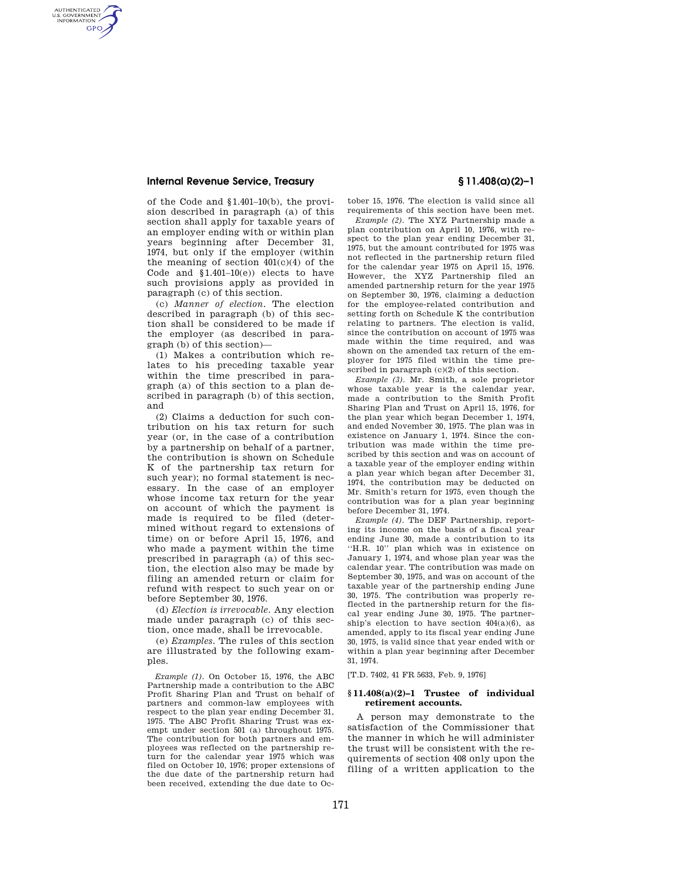of the Code and §1.401–10(b), the provision described in paragraph (a) of this section shall apply for taxable years of an employer ending with or within plan years beginning after December 31, 1974, but only if the employer (within the meaning of section 401(c)(4) of the Code and §1.401–10(e)) elects to have such provisions apply as provided in paragraph (c) of this section.

(c) *Manner of election.* The election described in paragraph (b) of this section shall be considered to be made if the employer (as described in paragraph (b) of this section)—

(1) Makes a contribution which relates to his preceding taxable year within the time prescribed in paragraph (a) of this section to a plan described in paragraph (b) of this section, and

(2) Claims a deduction for such contribution on his tax return for such year (or, in the case of a contribution by a partnership on behalf of a partner, the contribution is shown on Schedule K of the partnership tax return for such year); no formal statement is necessary. In the case of an employer whose income tax return for the year on account of which the payment is made is required to be filed (determined without regard to extensions of time) on or before April 15, 1976, and who made a payment within the time prescribed in paragraph (a) of this section, the election also may be made by filing an amended return or claim for refund with respect to such year on or before September 30, 1976.

(d) *Election is irrevocable.* Any election made under paragraph (c) of this section, once made, shall be irrevocable.

(e) *Examples.* The rules of this section are illustrated by the following examples.

*Example (1).* On October 15, 1976, the ABC Partnership made a contribution to the ABC Profit Sharing Plan and Trust on behalf of partners and common-law employees with respect to the plan year ending December 31, 1975. The ABC Profit Sharing Trust was exempt under section 501 (a) throughout 1975. The contribution for both partners and employees was reflected on the partnership return for the calendar year 1975 which was filed on October 10, 1976; proper extensions of the due date of the partnership return had been received, extending the due date to October 15, 1976. The election is valid since all requirements of this section have been met.

*Example (2).* The XYZ Partnership made a plan contribution on April 10, 1976, with respect to the plan year ending December 31, 1975, but the amount contributed for 1975 was not reflected in the partnership return filed for the calendar year 1975 on April 15, 1976. However, the XYZ Partnership filed an amended partnership return for the year 1975 on September 30, 1976, claiming a deduction for the employee-related contribution and setting forth on Schedule K the contribution relating to partners. The election is valid, since the contribution on account of 1975 was made within the time required, and was shown on the amended tax return of the employer for 1975 filed within the time prescribed in paragraph (c)(2) of this section.

*Example (3).* Mr. Smith, a sole proprietor whose taxable year is the calendar year, made a contribution to the Smith Profit Sharing Plan and Trust on April 15, 1976, for the plan year which began December 1, 1974, and ended November 30, 1975. The plan was in existence on January 1, 1974. Since the contribution was made within the time prescribed by this section and was on account of a taxable year of the employer ending within a plan year which began after December 31, 1974, the contribution may be deducted on Mr. Smith's return for 1975, even though the contribution was for a plan year beginning before December 31, 1974.

*Example (4).* The DEF Partnership, reporting its income on the basis of a fiscal year ending June 30, made a contribution to its "H.R. 10" plan which was in existence on January 1, 1974, and whose plan year was the calendar year. The contribution was made on September 30, 1975, and was on account of the taxable year of the partnership ending June 30, 1975. The contribution was properly reflected in the partnership return for the fiscal year ending June 30, 1975. The partnership's election to have section 404(a)(6), as amended, apply to its fiscal year ending June 30, 1975, is valid since that year ended with or within a plan year beginning after December 31, 1974.

[T.D. 7402, 41 FR 5633, Feb. 9, 1976]

## §11.408(a)(2)–1 Trustee of individual retirement accounts.

A person may demonstrate to the satisfaction of the Commissioner that the manner in which he will administer the trust will be consistent with the requirements of section 408 only upon the filing of a written application to the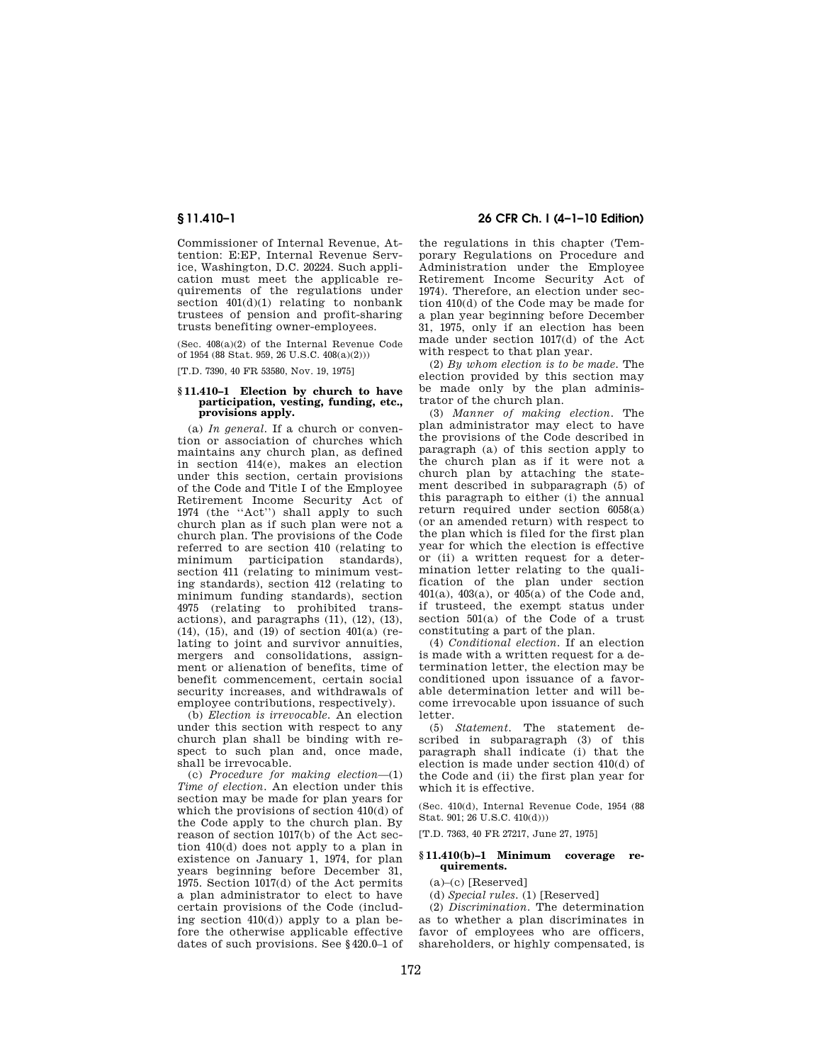Commissioner of Internal Revenue, Attention: E:EP, Internal Revenue Service, Washington, D.C. 20224. Such application must meet the applicable requirements of the regulations under section 401(d)(1) relating to nonbank trustees of pension and profit-sharing trusts benefiting owner-employees.

(Sec. 408(a)(2) of the Internal Revenue Code of 1954 (88 Stat. 959, 26 U.S.C. 408(a)(2)))

[T.D. 7390, 40 FR 53580, Nov. 19, 1975]

### § 11.410–1 Election by church to have participation, vesting, funding, etc., provisions apply.

(a) *In general.* If a church or convention or association of churches which maintains any church plan, as defined in section 414(e), makes an election under this section, certain provisions of the Code and Title I of the Employee Retirement Income Security Act of 1974 (the "Act") shall apply to such church plan as if such plan were not a church plan. The provisions of the Code referred to are section 410 (relating to minimum participation standards), section 411 (relating to minimum vesting standards), section 412 (relating to minimum funding standards), section 4975 (relating to prohibited transactions), and paragraphs (11), (12), (13), (14), (15), and (19) of section 401(a) (relating to joint and survivor annuities, mergers and consolidations, assignment or alienation of benefits, time of benefit commencement, certain social security increases, and withdrawals of employee contributions, respectively).

(b) *Election is irrevocable.* An election under this section with respect to any church plan shall be binding with respect to such plan and, once made, shall be irrevocable.

(c) *Procedure for making election*—(1) *Time of election.* An election under this section may be made for plan years for which the provisions of section 410(d) of the Code apply to the church plan. By reason of section 1017(b) of the Act section 410(d) does not apply to a plan in existence on January 1, 1974, for plan years beginning before December 31, 1975. Section 1017(d) of the Act permits a plan administrator to elect to have certain provisions of the Code (including section 410(d)) apply to a plan before the otherwise applicable effective dates of such provisions. See § 420.0–1 of the regulations in this chapter (Temporary Regulations on Procedure and Administration under the Employee Retirement Income Security Act of 1974). Therefore, an election under section 410(d) of the Code may be made for a plan year beginning before December 31, 1975, only if an election has been made under section 1017(d) of the Act with respect to that plan year.

(2) *By whom election is to be made.* The election provided by this section may be made only by the plan administrator of the church plan.

(3) *Manner of making election.* The plan administrator may elect to have the provisions of the Code described in paragraph (a) of this section apply to the church plan as if it were not a church plan by attaching the statement described in subparagraph (5) of this paragraph to either (i) the annual return required under section 6058(a) (or an amended return) with respect to the plan which is filed for the first plan year for which the election is effective or (ii) a written request for a determination letter relating to the qualification of the plan under section 401(a), 403(a), or 405(a) of the Code and, if trusteed, the exempt status under section 501(a) of the Code of a trust constituting a part of the plan.

(4) *Conditional election.* If an election is made with a written request for a determination letter, the election may be conditioned upon issuance of a favorable determination letter and will become irrevocable upon issuance of such letter.

(5) *Statement.* The statement described in subparagraph (3) of this paragraph shall indicate (i) that the election is made under section 410(d) of the Code and (ii) the first plan year for which it is effective.

(Sec. 410(d), Internal Revenue Code, 1954 (88 Stat. 901; 26 U.S.C. 410(d)))

[T.D. 7363, 40 FR 27217, June 27, 1975]

### § 11.410(b)–1 Minimum coverage requirements.

(a)–(c) [Reserved]

(d) *Special rules.* (1) [Reserved]

(2) *Discrimination.* The determination as to whether a plan discriminates in favor of employees who are officers, shareholders, or highly compensated, is